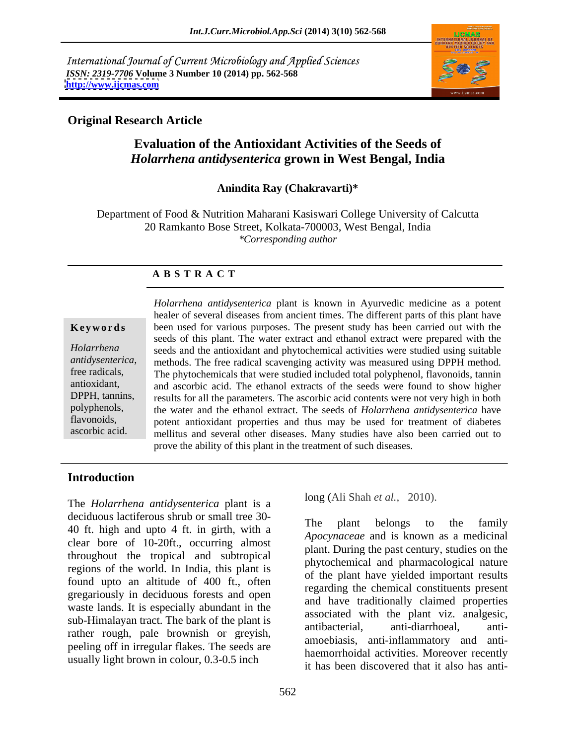International Journal of Current Microbiology and Applied Sciences
*ISSN: 2319-7706* **Volume 3 Number 10 (2014) pp. 562-568**
**http://www.ijcmas.com**

**Original Research Article**

# Evaluation of the Antioxidant Activities of the Seeds of *Holarrhena antidysenterica* grown in West Bengal, India

**Anindita Ray (Chakravarti)***

Department of Food & Nutrition Maharani Kasiswari College University of Calcutta
20 Ramkanto Bose Street, Kolkata-700003, West Bengal, India
*\*Corresponding author*

**A B S T R A C T**

**Keywords**

*Holarrhena antidysenterica*, free radicals, antioxidant, DPPH, tannins, polyphenols, flavonoids, ascorbic acid.

*Holarrhena antidysenterica* plant is known in Ayurvedic medicine as a potent healer of several diseases from ancient times. The different parts of this plant have been used for various purposes. The present study has been carried out with the seeds of this plant. The water extract and ethanol extract were prepared with the seeds and the antioxidant and phytochemical activities were studied using suitable methods. The free radical scavenging activity was measured using DPPH method. The phytochemicals that were studied included total polyphenol, flavonoids, tannin and ascorbic acid. The ethanol extracts of the seeds were found to show higher results for all the parameters. The ascorbic acid contents were not very high in both the water and the ethanol extract. The seeds of *Holarrhena antidysenterica* have potent antioxidant properties and thus may be used for treatment of diabetes mellitus and several other diseases. Many studies have also been carried out to prove the ability of this plant in the treatment of such diseases.

## Introduction

The *Holarrhena antidysenterica* plant is a deciduous lactiferous shrub or small tree 30-40 ft. high and upto 4 ft. in girth, with a clear bore of 10-20ft., occurring almost throughout the tropical and subtropical regions of the world. In India, this plant is found upto an altitude of 400 ft., often gregariously in deciduous forests and open waste lands. It is especially abundant in the sub-Himalayan tract. The bark of the plant is rather rough, pale brownish or greyish, peeling off in irregular flakes. The seeds are usually light brown in colour, 0.3-0.5 inch long (Ali Shah *et al.,* 2010).

The plant belongs to the family *Apocynaceae* and is known as a medicinal plant. During the past century, studies on the phytochemical and pharmacological nature of the plant have yielded important results regarding the chemical constituents present and have traditionally claimed properties associated with the plant viz. analgesic, antibacterial, anti-diarrhoeal, anti-amoebiasis, anti-inflammatory and anti-haemorrhoidal activities. Moreover recently it has been discovered that it also has anti-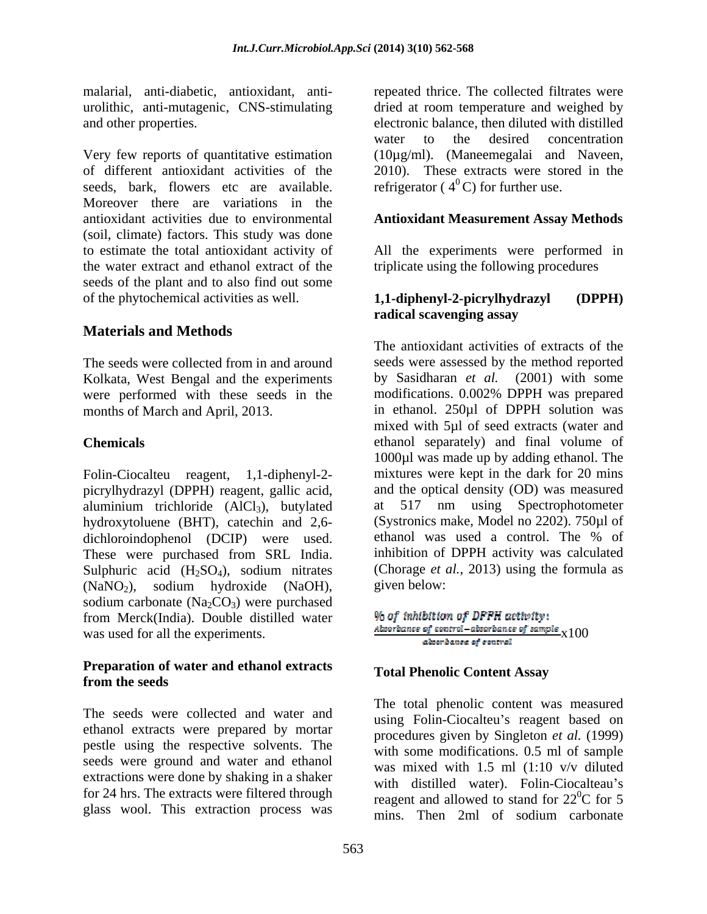malarial, anti-diabetic, antioxidant, anti-urolithic, anti-mutagenic, CNS-stimulating and other properties.

Very few reports of quantitative estimation of different antioxidant activities of the seeds, bark, flowers etc are available. Moreover there are variations in the antioxidant activities due to environmental (soil, climate) factors. This study was done to estimate the total antioxidant activity of the water extract and ethanol extract of the seeds of the plant and to also find out some of the phytochemical activities as well.

## Materials and Methods

The seeds were collected from in and around Kolkata, West Bengal and the experiments were performed with these seeds in the months of March and April, 2013.

### Chemicals

Folin-Ciocalteu reagent, 1,1-diphenyl-2-picrylhydrazyl (DPPH) reagent, gallic acid, aluminium trichloride ($AlCl_3$), butylated hydroxytoluene (BHT), catechin and 2,6-dichloroindophenol (DCIP) were used. These were purchased from SRL India. Sulphuric acid ($H_2SO_4$), sodium nitrates ($NaNO_2$), sodium hydroxide (NaOH), sodium carbonate ($Na_2CO_3$) were purchased from Merck(India). Double distilled water was used for all the experiments.

### Preparation of water and ethanol extracts from the seeds

The seeds were collected and water and ethanol extracts were prepared by mortar pestle using the respective solvents. The seeds were ground and water and ethanol extractions were done by shaking in a shaker for 24 hrs. The extracts were filtered through glass wool. This extraction process was repeated thrice. The collected filtrates were dried at room temperature and weighed by electronic balance, then diluted with distilled water to the desired concentration (10µg/ml). (Maneemegalai and Naveen, 2010). These extracts were stored in the refrigerator ( $4^0$C) for further use.

### Antioxidant Measurement Assay Methods

All the experiments were performed in triplicate using the following procedures

### 1,1-diphenyl-2-picrylhydrazyl (DPPH) radical scavenging assay

The antioxidant activities of extracts of the seeds were assessed by the method reported by Sasidharan *et al.* (2001) with some modifications. 0.002% DPPH was prepared in ethanol. 250µl of DPPH solution was mixed with 5µl of seed extracts (water and ethanol separately) and final volume of 1000µl was made up by adding ethanol. The mixtures were kept in the dark for 20 mins and the optical density (OD) was measured at 517 nm using Spectrophotometer (Systronics make, Model no 2202). 750µl of ethanol was used a control. The % of inhibition of DPPH activity was calculated (Chorage *et al.*, 2013) using the formula as given below:

% of inhibition of DPPH activity:

$$\frac{\text{Absorbance of control} - \text{absorbance of sample}}{\text{absorbance of control}} \times 100$$

### Total Phenolic Content Assay

The total phenolic content was measured using Folin-Ciocalteu's reagent based on procedures given by Singleton *et al.* (1999) with some modifications. 0.5 ml of sample was mixed with 1.5 ml (1:10 v/v diluted with distilled water). Folin-Ciocalteau's reagent and allowed to stand for $22^0$C for 5 mins. Then 2ml of sodium carbonate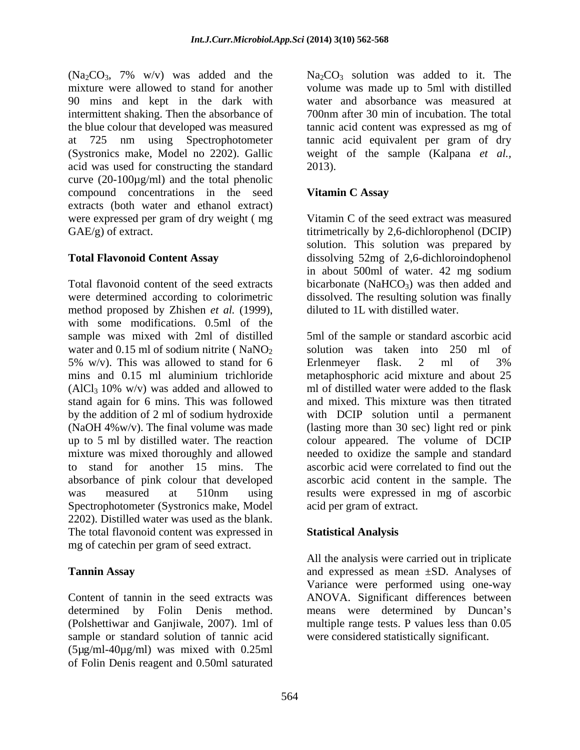($Na_2CO_3$, 7% w/v) was added and the mixture were allowed to stand for another 90 mins and kept in the dark with intermittent shaking. Then the absorbance of the blue colour that developed was measured at 725 nm using Spectrophotometer (Systronics make, Model no 2202). Gallic acid was used for constructing the standard curve (20-100µg/ml) and the total phenolic compound concentrations in the seed extracts (both water and ethanol extract) were expressed per gram of dry weight ( mg GAE/g) of extract.

**Total Flavonoid Content Assay**

Total flavonoid content of the seed extracts were determined according to colorimetric method proposed by Zhishen *et al.* (1999), with some modifications. 0.5ml of the sample was mixed with 2ml of distilled water and 0.15 ml of sodium nitrite ( $NaNO_2$ 5% w/v). This was allowed to stand for 6 mins and 0.15 ml aluminium trichloride ($AlCl_3$ 10% w/v) was added and allowed to stand again for 6 mins. This was followed by the addition of 2 ml of sodium hydroxide (NaOH 4%w/v). The final volume was made up to 5 ml by distilled water. The reaction mixture was mixed thoroughly and allowed to stand for another 15 mins. The absorbance of pink colour that developed was measured at 510nm using Spectrophotometer (Systronics make, Model 2202). Distilled water was used as the blank. The total flavonoid content was expressed in mg of catechin per gram of seed extract.

**Tannin Assay**

Content of tannin in the seed extracts was determined by Folin Denis method. (Polshettiwar and Ganjiwale, 2007). 1ml of sample or standard solution of tannic acid (5µg/ml-40µg/ml) was mixed with 0.25ml of Folin Denis reagent and 0.50ml saturated $Na_2CO_3$ solution was added to it. The volume was made up to 5ml with distilled water and absorbance was measured at 700nm after 30 min of incubation. The total tannic acid content was expressed as mg of tannic acid equivalent per gram of dry weight of the sample (Kalpana *et al.*, 2013).

**Vitamin C Assay**

Vitamin C of the seed extract was measured titrimetrically by 2,6-dichlorophenol (DCIP) solution. This solution was prepared by dissolving 52mg of 2,6-dichloroindophenol in about 500ml of water. 42 mg sodium bicarbonate ($NaHCO_3$) was then added and dissolved. The resulting solution was finally diluted to 1L with distilled water.

5ml of the sample or standard ascorbic acid solution was taken into 250 ml of Erlenmeyer flask. 2 ml of 3% metaphosphoric acid mixture and about 25 ml of distilled water were added to the flask and mixed. This mixture was then titrated with DCIP solution until a permanent (lasting more than 30 sec) light red or pink colour appeared. The volume of DCIP needed to oxidize the sample and standard ascorbic acid were correlated to find out the ascorbic acid content in the sample. The results were expressed in mg of ascorbic acid per gram of extract.

**Statistical Analysis**

All the analysis were carried out in triplicate and expressed as mean ±SD. Analyses of Variance were performed using one-way ANOVA. Significant differences between means were determined by Duncan's multiple range tests. P values less than 0.05 were considered statistically significant.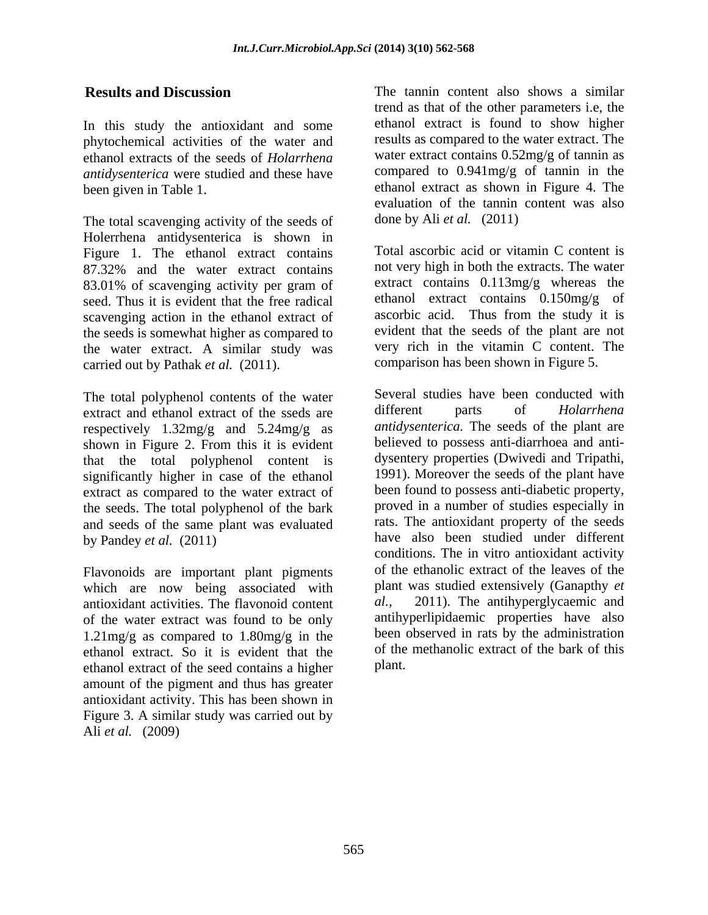## Results and Discussion

In this study the antioxidant and some phytochemical activities of the water and ethanol extracts of the seeds of *Holarrhena antidysenterica* were studied and these have been given in Table 1.

The total scavenging activity of the seeds of Holerrhena antidysenterica is shown in Figure 1. The ethanol extract contains 87.32% and the water extract contains 83.01% of scavenging activity per gram of seed. Thus it is evident that the free radical scavenging action in the ethanol extract of the seeds is somewhat higher as compared to the water extract. A similar study was carried out by Pathak *et al.* (2011).

The total polyphenol contents of the water extract and ethanol extract of the sseds are respectively 1.32mg/g and 5.24mg/g as shown in Figure 2. From this it is evident that the total polyphenol content is significantly higher in case of the ethanol extract as compared to the water extract of the seeds. The total polyphenol of the bark and seeds of the same plant was evaluated by Pandey *et al.* (2011)

Flavonoids are important plant pigments which are now being associated with antioxidant activities. The flavonoid content of the water extract was found to be only 1.21mg/g as compared to 1.80mg/g in the ethanol extract. So it is evident that the ethanol extract of the seed contains a higher amount of the pigment and thus has greater antioxidant activity. This has been shown in Figure 3. A similar study was carried out by Ali *et al.* (2009)

The tannin content also shows a similar trend as that of the other parameters i.e, the ethanol extract is found to show higher results as compared to the water extract. The water extract contains 0.52mg/g of tannin as compared to 0.941mg/g of tannin in the ethanol extract as shown in Figure 4. The evaluation of the tannin content was also done by Ali *et al.* (2011)

Total ascorbic acid or vitamin C content is not very high in both the extracts. The water extract contains 0.113mg/g whereas the ethanol extract contains 0.150mg/g of ascorbic acid. Thus from the study it is evident that the seeds of the plant are not very rich in the vitamin C content. The comparison has been shown in Figure 5.

Several studies have been conducted with different parts of *Holarrhena antidysenterica.* The seeds of the plant are believed to possess anti-diarrhoea and anti-dysentery properties (Dwivedi and Tripathi, 1991). Moreover the seeds of the plant have been found to possess anti-diabetic property, proved in a number of studies especially in rats. The antioxidant property of the seeds have also been studied under different conditions. The in vitro antioxidant activity of the ethanolic extract of the leaves of the plant was studied extensively (Ganapthy *et al.,* 2011). The antihyperglycaemic and antihyperlipidaemic properties have also been observed in rats by the administration of the methanolic extract of the bark of this plant.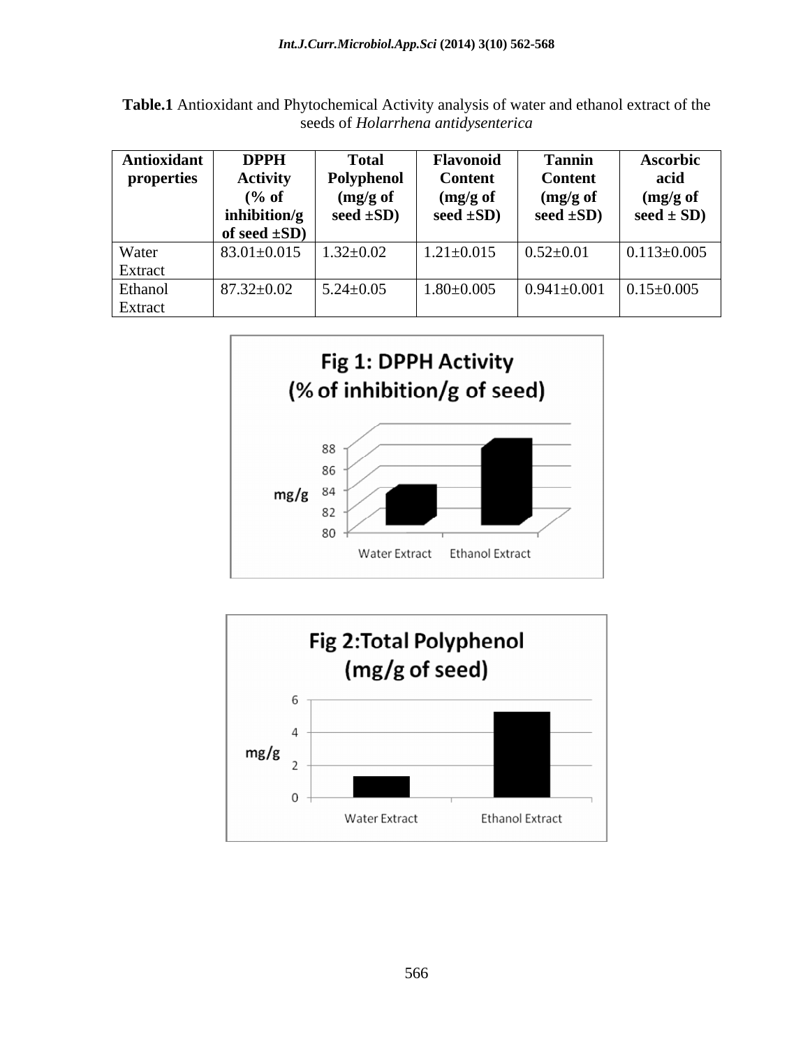**Table.1** Antioxidant and Phytochemical Activity analysis of water and ethanol extract of the seeds of *Holarrhena antidysenterica*

| Antioxidant properties | DPPH Activity (% of inhibition/g of seed ±SD) | Total Polyphenol (mg/g of seed ±SD) | Flavonoid Content (mg/g of seed ±SD) | Tannin Content (mg/g of seed ±SD) | Ascorbic acid (mg/g of seed ± SD) |
|---|---|---|---|---|---|
| Water Extract | 83.01±0.015 | 1.32±0.02 | 1.21±0.015 | 0.52±0.01 | 0.113±0.005 |
| Ethanol Extract | 87.32±0.02 | 5.24±0.05 | 1.80±0.005 | 0.941±0.001 | 0.15±0.005 |

Fig 1: DPPH Activity (% of inhibition/g of seed)

mg/g

88
86
84
82
80

Water Extract Ethanol Extract

Fig 2:Total Polyphenol (mg/g of seed)

mg/g

6
4
2
0

Water Extract Ethanol Extract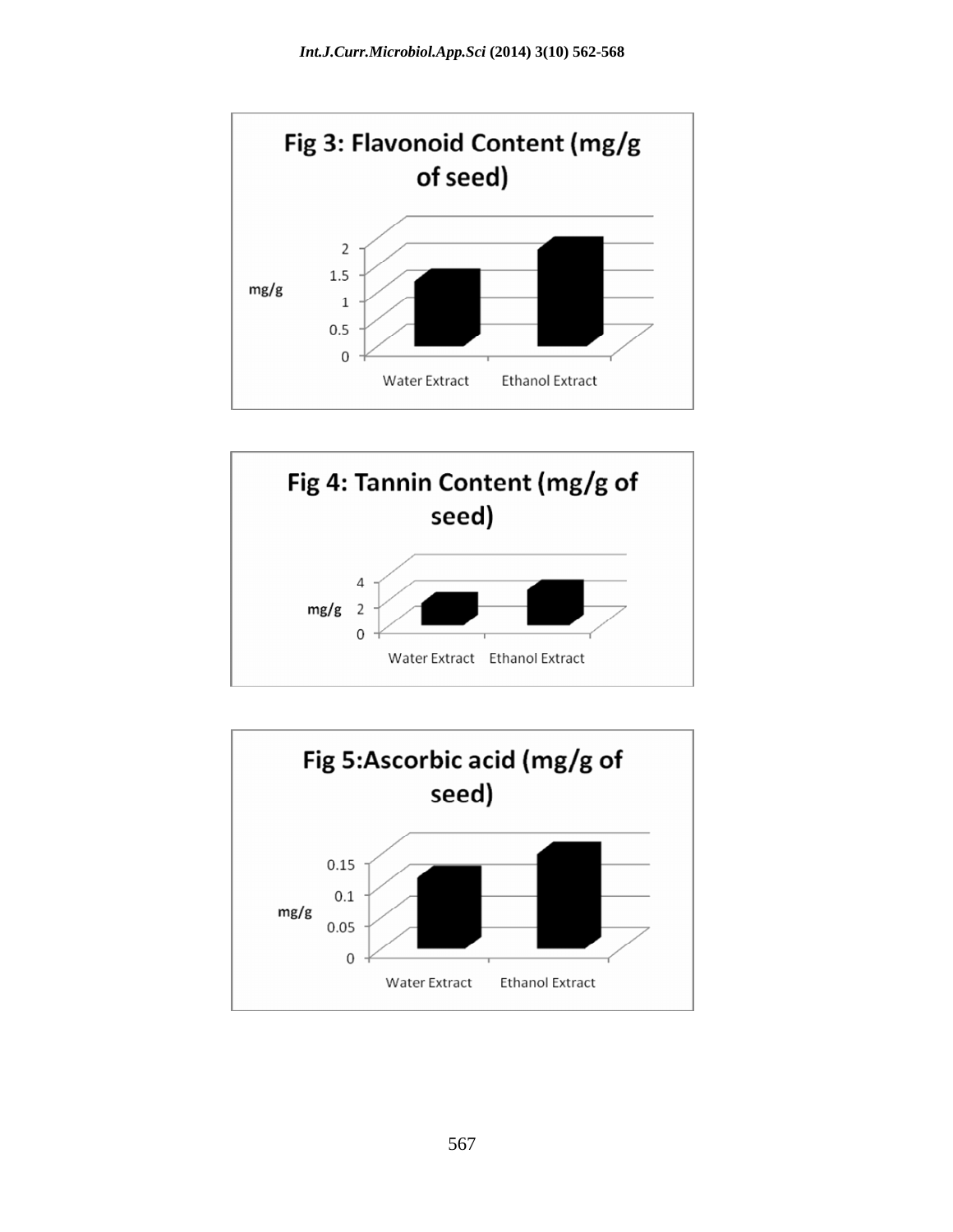Fig 3: Flavonoid Content (mg/g of seed)

mg/g

2

1.5

1

0.5

0

Water Extract

Ethanol Extract

Fig 4: Tannin Content (mg/g of seed)

mg/g

4

2

0

Water Extract

Ethanol Extract

Fig 5:Ascorbic acid (mg/g of seed)

mg/g

0.15

0.1

0.05

0

Water Extract

Ethanol Extract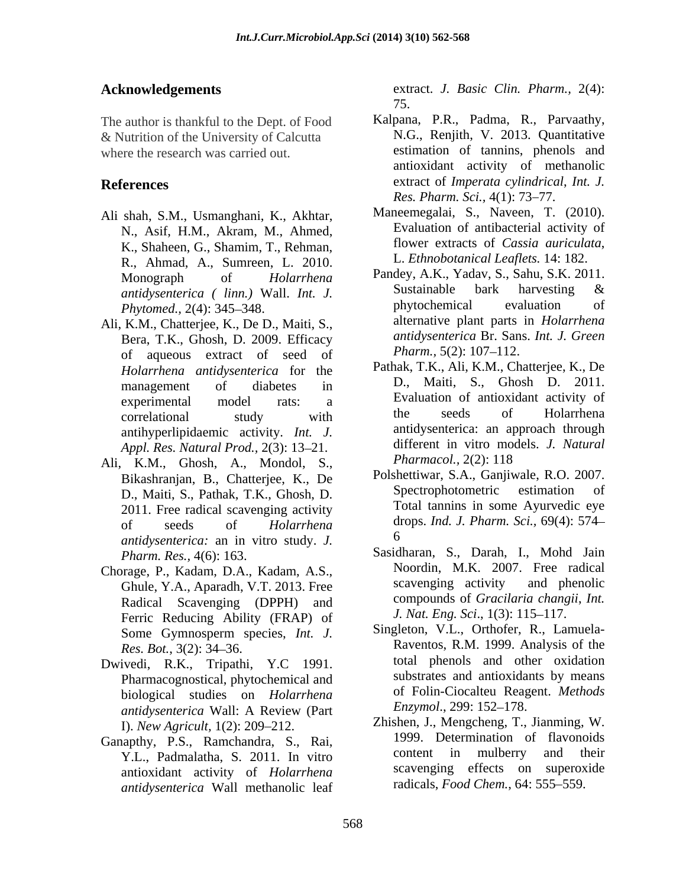## Acknowledgements

The author is thankful to the Dept. of Food & Nutrition of the University of Calcutta where the research was carried out.

## References

Ali shah, S.M., Usmanghani, K., Akhtar, N., Asif, H.M., Akram, M., Ahmed, K., Shaheen, G., Shamim, T., Rehman, R., Ahmad, A., Sumreen, L. 2010. Monograph of *Holarrhena antidysenterica ( linn.)* Wall. *Int. J. Phytomed.,* 2(4): 345–348.

Ali, K.M., Chatterjee, K., De D., Maiti, S., Bera, T.K., Ghosh, D. 2009. Efficacy of aqueous extract of seed of *Holarrhena antidysenterica* for the management of diabetes in experimental model rats: a correlational study with antihyperlipidaemic activity. *Int. J. Appl. Res. Natural Prod.,* 2(3): 13–21.

Ali, K.M., Ghosh, A., Mondol, S., Bikashranjan, B., Chatterjee, K., De D., Maiti, S., Pathak, T.K., Ghosh, D. 2011. Free radical scavenging activity of seeds of *Holarrhena antidysenterica:* an in vitro study. *J. Pharm. Res.,* 4(6): 163.

Chorage, P., Kadam, D.A., Kadam, A.S., Ghule, Y.A., Aparadh, V.T. 2013. Free Radical Scavenging (DPPH) and Ferric Reducing Ability (FRAP) of Some Gymnosperm species, *Int. J. Res. Bot.,* 3(2): 34–36.

Dwivedi, R.K., Tripathi, Y.C 1991. Pharmacognostical, phytochemical and biological studies on *Holarrhena antidysenterica* Wall: A Review (Part I). *New Agricult,* 1(2): 209–212.

Ganapthy, P.S., Ramchandra, S., Rai, Y.L., Padmalatha, S. 2011. In vitro antioxidant activity of *Holarrhena antidysenterica* Wall methanolic leaf extract. *J. Basic Clin. Pharm.,* 2(4): 75.

Kalpana, P.R., Padma, R., Parvaathy, N.G., Renjith, V. 2013. Quantitative estimation of tannins, phenols and antioxidant activity of methanolic extract of *Imperata cylindrical*, *Int. J. Res. Pharm. Sci.,* 4(1): 73–77.

Maneemegalai, S., Naveen, T. (2010). Evaluation of antibacterial activity of flower extracts of *Cassia auriculata*, L. *Ethnobotanical Leaflets.* 14: 182.

Pandey, A.K., Yadav, S., Sahu, S.K. 2011. Sustainable bark harvesting & phytochemical evaluation of alternative plant parts in *Holarrhena antidysenterica* Br. Sans. *Int. J. Green Pharm.,* 5(2): 107–112.

Pathak, T.K., Ali, K.M., Chatterjee, K., De D., Maiti, S., Ghosh D. 2011. Evaluation of antioxidant activity of the seeds of Holarrhena antidysenterica: an approach through different in vitro models. *J. Natural Pharmacol.,* 2(2): 118

Polshettiwar, S.A., Ganjiwale, R.O. 2007. Spectrophotometric estimation of Total tannins in some Ayurvedic eye drops. *Ind. J. Pharm. Sci.,* 69(4): 574–6

Sasidharan, S., Darah, I., Mohd Jain Noordin, M.K. 2007. Free radical scavenging activity and phenolic compounds of *Gracilaria changii*, *Int. J. Nat. Eng. Sci*., 1(3): 115–117.

Singleton, V.L., Orthofer, R., Lamuela-Raventos, R.M. 1999. Analysis of the total phenols and other oxidation substrates and antioxidants by means of Folin-Ciocalteu Reagent. *Methods Enzymol*., 299: 152–178.

Zhishen, J., Mengcheng, T., Jianming, W. 1999. Determination of flavonoids content in mulberry and their scavenging effects on superoxide radicals, *Food Chem.*, 64: 555–559.